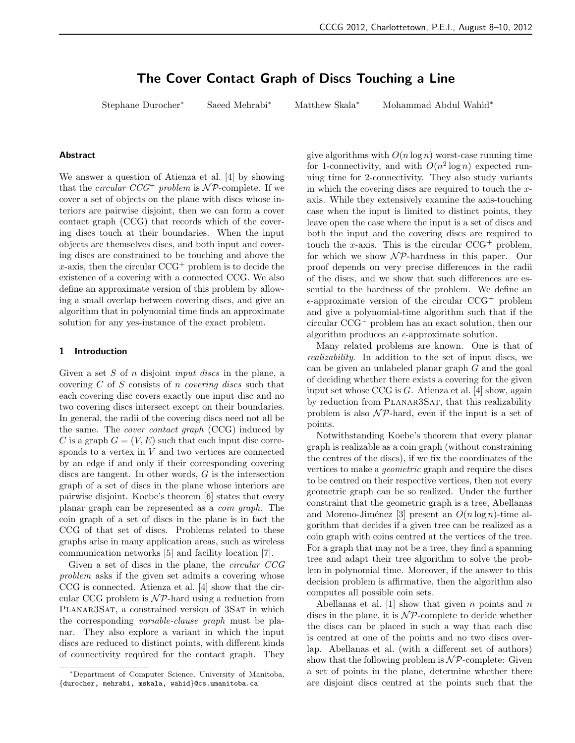# The Cover Contact Graph of Discs Touching a Line

Stephane Durocher* Saeed Mehrabi* Matthew Skala* Mohammad Abdul Wahid*

## Abstract

We answer a question of Atienza et al. [4] by showing that the *circular CCG$^+$ problem* is $\mathcal{NP}$-complete. If we cover a set of objects on the plane with discs whose interiors are pairwise disjoint, then we can form a cover contact graph (CCG) that records which of the covering discs touch at their boundaries. When the input objects are themselves discs, and both input and covering discs are constrained to be touching and above the $x$-axis, then the circular CCG$^+$ problem is to decide the existence of a covering with a connected CCG. We also define an approximate version of this problem by allowing a small overlap between covering discs, and give an algorithm that in polynomial time finds an approximate solution for any yes-instance of the exact problem.

## 1 Introduction

Given a set $S$ of $n$ disjoint *input discs* in the plane, a covering $C$ of $S$ consists of $n$ *covering discs* such that each covering disc covers exactly one input disc and no two covering discs intersect except on their boundaries. In general, the radii of the covering discs need not all be the same. The *cover contact graph* (CCG) induced by $C$ is a graph $G = (V, E)$ such that each input disc corresponds to a vertex in $V$ and two vertices are connected by an edge if and only if their corresponding covering discs are tangent. In other words, $G$ is the intersection graph of a set of discs in the plane whose interiors are pairwise disjoint. Koebe's theorem [6] states that every planar graph can be represented as a *coin graph*. The coin graph of a set of discs in the plane is in fact the CCG of that set of discs. Problems related to these graphs arise in many application areas, such as wireless communication networks [5] and facility location [7].

Given a set of discs in the plane, the *circular CCG problem* asks if the given set admits a covering whose CCG is connected. Atienza et al. [4] show that the circular CCG problem is $\mathcal{NP}$-hard using a reduction from Planar3Sat, a constrained version of 3Sat in which the corresponding *variable-clause graph* must be planar. They also explore a variant in which the input discs are reduced to distinct points, with different kinds of connectivity required for the contact graph. They give algorithms with $O(n \log n)$ worst-case running time for 1-connectivity, and with $O(n^2 \log n)$ expected running time for 2-connectivity. They also study variants in which the covering discs are required to touch the $x$-axis. While they extensively examine the axis-touching case when the input is limited to distinct points, they leave open the case where the input is a set of discs and both the input and the covering discs are required to touch the $x$-axis. This is the circular CCG$^+$ problem, for which we show $\mathcal{NP}$-hardness in this paper. Our proof depends on very precise differences in the radii of the discs, and we show that such differences are essential to the hardness of the problem. We define an $\epsilon$-approximate version of the circular CCG$^+$ problem and give a polynomial-time algorithm such that if the circular CCG$^+$ problem has an exact solution, then our algorithm produces an $\epsilon$-approximate solution.

Many related problems are known. One is that of *realizability*. In addition to the set of input discs, we can be given an unlabeled planar graph $G$ and the goal of deciding whether there exists a covering for the given input set whose CCG is $G$. Atienza et al. [4] show, again by reduction from Planar3Sat, that this realizability problem is also $\mathcal{NP}$-hard, even if the input is a set of points.

Notwithstanding Koebe's theorem that every planar graph is realizable as a coin graph (without constraining the centres of the discs), if we fix the coordinates of the vertices to make a *geometric* graph and require the discs to be centred on their respective vertices, then not every geometric graph can be so realized. Under the further constraint that the geometric graph is a tree, Abellanas and Moreno-Jiménez [3] present an $O(n \log n)$-time algorithm that decides if a given tree can be realized as a coin graph with coins centred at the vertices of the tree. For a graph that may not be a tree, they find a spanning tree and adapt their tree algorithm to solve the problem in polynomial time. Moreover, if the answer to this decision problem is affirmative, then the algorithm also computes all possible coin sets.

Abellanas et al. [1] show that given $n$ points and $n$ discs in the plane, it is $\mathcal{NP}$-complete to decide whether the discs can be placed in such a way that each disc is centred at one of the points and no two discs overlap. Abellanas et al. (with a different set of authors) show that the following problem is $\mathcal{NP}$-complete: Given a set of points in the plane, determine whether there are disjoint discs centred at the points such that the

*Department of Computer Science, University of Manitoba, {durocher, mehrabi, mskala, wahid}@cs.umanitoba.ca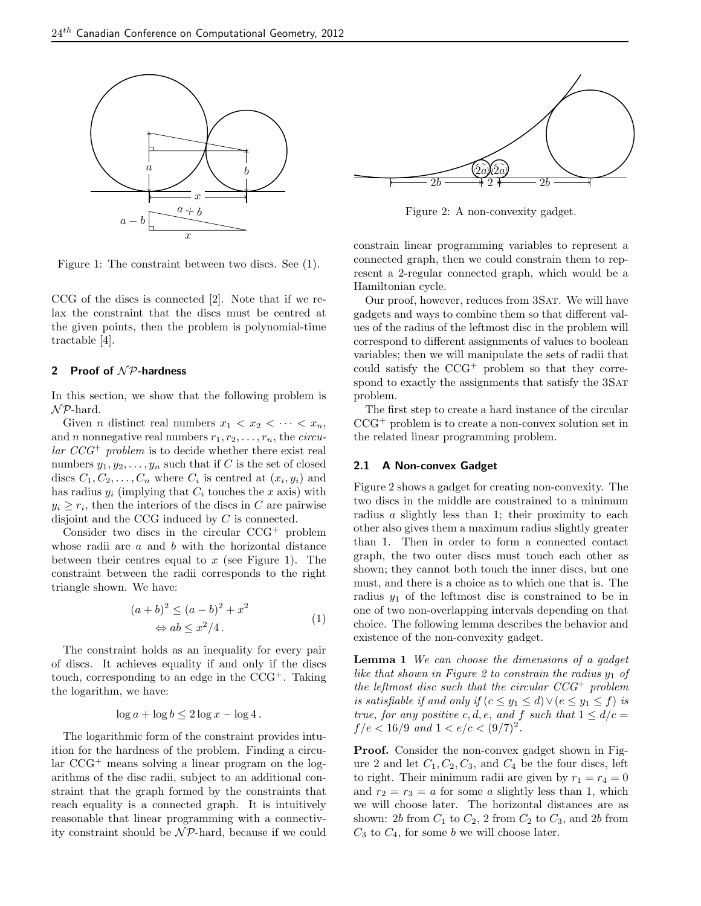Figure 1: The constraint between two discs. See (1).

CCG of the discs is connected [2]. Note that if we relax the constraint that the discs must be centred at the given points, then the problem is polynomial-time tractable [4].

## 2 Proof of $\mathcal{NP}$-hardness

In this section, we show that the following problem is $\mathcal{NP}$-hard.

Given $n$ distinct real numbers $x_1 < x_2 < \cdots < x_n$, and $n$ nonnegative real numbers $r_1, r_2, \ldots, r_n$, the *circular CCG*$^+$ *problem* is to decide whether there exist real numbers $y_1, y_2, \ldots, y_n$ such that if $C$ is the set of closed discs $C_1, C_2, \ldots, C_n$ where $C_i$ is centred at $(x_i, y_i)$ and has radius $y_i$ (implying that $C_i$ touches the $x$ axis) with $y_i \geq r_i$, then the interiors of the discs in $C$ are pairwise disjoint and the CCG induced by $C$ is connected.

Consider two discs in the circular CCG$^+$ problem whose radii are $a$ and $b$ with the horizontal distance between their centres equal to $x$ (see Figure 1). The constraint between the radii corresponds to the right triangle shown. We have:

$$(a+b)^2 \leq (a-b)^2 + x^2$$
$$\Leftrightarrow ab \leq x^2/4\,. \tag{1}$$

The constraint holds as an inequality for every pair of discs. It achieves equality if and only if the discs touch, corresponding to an edge in the CCG$^+$. Taking the logarithm, we have:

$$\log a + \log b \leq 2\log x - \log 4\,.$$

The logarithmic form of the constraint provides intuition for the hardness of the problem. Finding a circular CCG$^+$ means solving a linear program on the logarithms of the disc radii, subject to an additional constraint that the graph formed by the constraints that reach equality is a connected graph. It is intuitively reasonable that linear programming with a connectivity constraint should be $\mathcal{NP}$-hard, because if we could constrain linear programming variables to represent a connected graph, then we could constrain them to represent a 2-regular connected graph, which would be a Hamiltonian cycle.

Our proof, however, reduces from 3SAT. We will have gadgets and ways to combine them so that different values of the radius of the leftmost disc in the problem will correspond to different assignments of values to boolean variables; then we will manipulate the sets of radii that could satisfy the CCG$^+$ problem so that they correspond to exactly the assignments that satisfy the 3SAT problem.

The first step to create a hard instance of the circular CCG$^+$ problem is to create a non-convex solution set in the related linear programming problem.

Figure 2: A non-convexity gadget.

### 2.1 A Non-convex Gadget

Figure 2 shows a gadget for creating non-convexity. The two discs in the middle are constrained to a minimum radius $a$ slightly less than 1; their proximity to each other also gives them a maximum radius slightly greater than 1. Then in order to form a connected contact graph, the two outer discs must touch each other as shown; they cannot both touch the inner discs, but one must, and there is a choice as to which one that is. The radius $y_1$ of the leftmost disc is constrained to be in one of two non-overlapping intervals depending on that choice. The following lemma describes the behavior and existence of the non-convexity gadget.

**Lemma 1** *We can choose the dimensions of a gadget like that shown in Figure 2 to constrain the radius $y_1$ of the leftmost disc such that the circular CCG$^+$ problem is satisfiable if and only if $(c \leq y_1 \leq d) \vee (e \leq y_1 \leq f)$ is true, for any positive $c, d, e,$ and $f$ such that $1 \leq d/c = f/e < 16/9$ and $1 < e/c < (9/7)^2$.*

**Proof.** Consider the non-convex gadget shown in Figure 2 and let $C_1, C_2, C_3,$ and $C_4$ be the four discs, left to right. Their minimum radii are given by $r_1 = r_4 = 0$ and $r_2 = r_3 = a$ for some $a$ slightly less than 1, which we will choose later. The horizontal distances are as shown: $2b$ from $C_1$ to $C_2$, 2 from $C_2$ to $C_3$, and $2b$ from $C_3$ to $C_4$, for some $b$ we will choose later.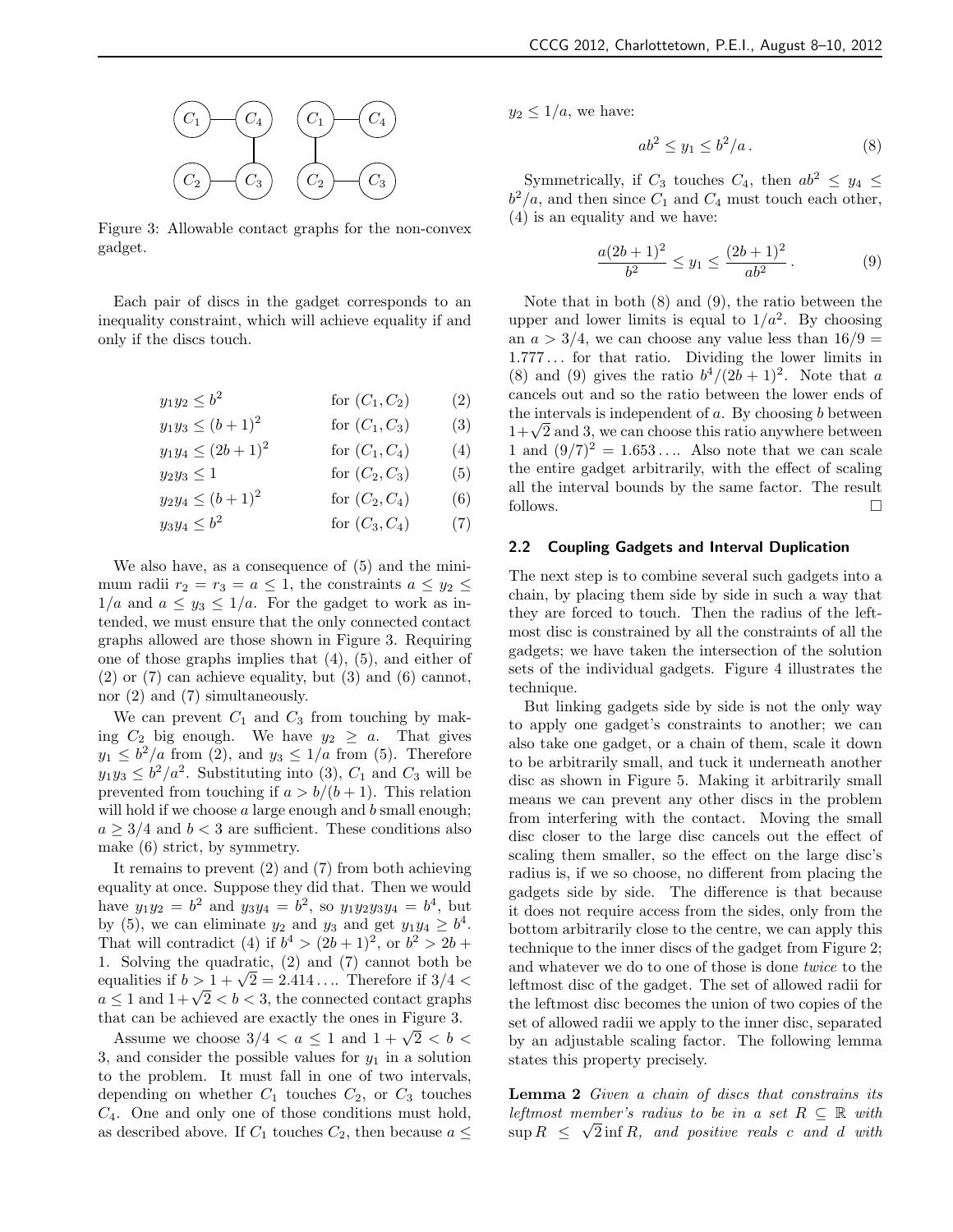Figure 3: Allowable contact graphs for the non-convex gadget.

Each pair of discs in the gadget corresponds to an inequality constraint, which will achieve equality if and only if the discs touch.

$$y_1 y_2 \leq b^2 \qquad \text{for } (C_1, C_2) \qquad (2)$$

$$y_1 y_3 \leq (b+1)^2 \qquad \text{for } (C_1, C_3) \qquad (3)$$

$$y_1 y_4 \leq (2b+1)^2 \qquad \text{for } (C_1, C_4) \qquad (4)$$

$$y_2 y_3 \leq 1 \qquad \text{for } (C_2, C_3) \qquad (5)$$

$$y_2 y_4 \leq (b+1)^2 \qquad \text{for } (C_2, C_4) \qquad (6)$$

$$y_3 y_4 \leq b^2 \qquad \text{for } (C_3, C_4) \qquad (7)$$

We also have, as a consequence of (5) and the minimum radii $r_2 = r_3 = a \leq 1$, the constraints $a \leq y_2 \leq 1/a$ and $a \leq y_3 \leq 1/a$. For the gadget to work as intended, we must ensure that the only connected contact graphs allowed are those shown in Figure 3. Requiring one of those graphs implies that (4), (5), and either of (2) or (7) can achieve equality, but (3) and (6) cannot, nor (2) and (7) simultaneously.

We can prevent $C_1$ and $C_3$ from touching by making $C_2$ big enough. We have $y_2 \geq a$. That gives $y_1 \leq b^2/a$ from (2), and $y_3 \leq 1/a$ from (5). Therefore $y_1 y_3 \leq b^2/a^2$. Substituting into (3), $C_1$ and $C_3$ will be prevented from touching if $a > b/(b+1)$. This relation will hold if we choose $a$ large enough and $b$ small enough; $a \geq 3/4$ and $b < 3$ are sufficient. These conditions also make (6) strict, by symmetry.

It remains to prevent (2) and (7) from both achieving equality at once. Suppose they did that. Then we would have $y_1 y_2 = b^2$ and $y_3 y_4 = b^2$, so $y_1 y_2 y_3 y_4 = b^4$, but by (5), we can eliminate $y_2$ and $y_3$ and get $y_1 y_4 \geq b^4$. That will contradict (4) if $b^4 > (2b+1)^2$, or $b^2 > 2b+1$. Solving the quadratic, (2) and (7) cannot both be equalities if $b > 1 + \sqrt{2} = 2.414\ldots$. Therefore if $3/4 < a \leq 1$ and $1+\sqrt{2} < b < 3$, the connected contact graphs that can be achieved are exactly the ones in Figure 3.

Assume we choose $3/4 < a \leq 1$ and $1 + \sqrt{2} < b < 3$, and consider the possible values for $y_1$ in a solution to the problem. It must fall in one of two intervals, depending on whether $C_1$ touches $C_2$, or $C_3$ touches $C_4$. One and only one of those conditions must hold, as described above. If $C_1$ touches $C_2$, then because $a \leq y_2 \leq 1/a$, we have:

$$ab^2 \leq y_1 \leq b^2/a\,. \qquad (8)$$

Symmetrically, if $C_3$ touches $C_4$, then $ab^2 \leq y_4 \leq b^2/a$, and then since $C_1$ and $C_4$ must touch each other, (4) is an equality and we have:

$$\frac{a(2b+1)^2}{b^2} \leq y_1 \leq \frac{(2b+1)^2}{ab^2}\,. \qquad (9)$$

Note that in both (8) and (9), the ratio between the upper and lower limits is equal to $1/a^2$. By choosing an $a > 3/4$, we can choose any value less than $16/9 = 1.777\ldots$ for that ratio. Dividing the lower limits in (8) and (9) gives the ratio $b^4/(2b+1)^2$. Note that $a$ cancels out and so the ratio between the lower ends of the intervals is independent of $a$. By choosing $b$ between $1+\sqrt{2}$ and 3, we can choose this ratio anywhere between 1 and $(9/7)^2 = 1.653\ldots$. Also note that we can scale the entire gadget arbitrarily, with the effect of scaling all the interval bounds by the same factor. The result follows. $\square$

### 2.2 Coupling Gadgets and Interval Duplication

The next step is to combine several such gadgets into a chain, by placing them side by side in such a way that they are forced to touch. Then the radius of the leftmost disc is constrained by all the constraints of all the gadgets; we have taken the intersection of the solution sets of the individual gadgets. Figure 4 illustrates the technique.

But linking gadgets side by side is not the only way to apply one gadget's constraints to another; we can also take one gadget, or a chain of them, scale it down to be arbitrarily small, and tuck it underneath another disc as shown in Figure 5. Making it arbitrarily small means we can prevent any other discs in the problem from interfering with the contact. Moving the small disc closer to the large disc cancels out the effect of scaling them smaller, so the effect on the large disc's radius is, if we so choose, no different from placing the gadgets side by side. The difference is that because it does not require access from the sides, only from the bottom arbitrarily close to the centre, we can apply this technique to the inner discs of the gadget from Figure 2; and whatever we do to one of those is done *twice* to the leftmost disc of the gadget. The set of allowed radii for the leftmost disc becomes the union of two copies of the set of allowed radii we apply to the inner disc, separated by an adjustable scaling factor. The following lemma states this property precisely.

**Lemma 2** *Given a chain of discs that constrains its leftmost member's radius to be in a set $R \subseteq \mathbb{R}$ with $\sup R \leq \sqrt{2} \inf R$, and positive reals $c$ and $d$ with*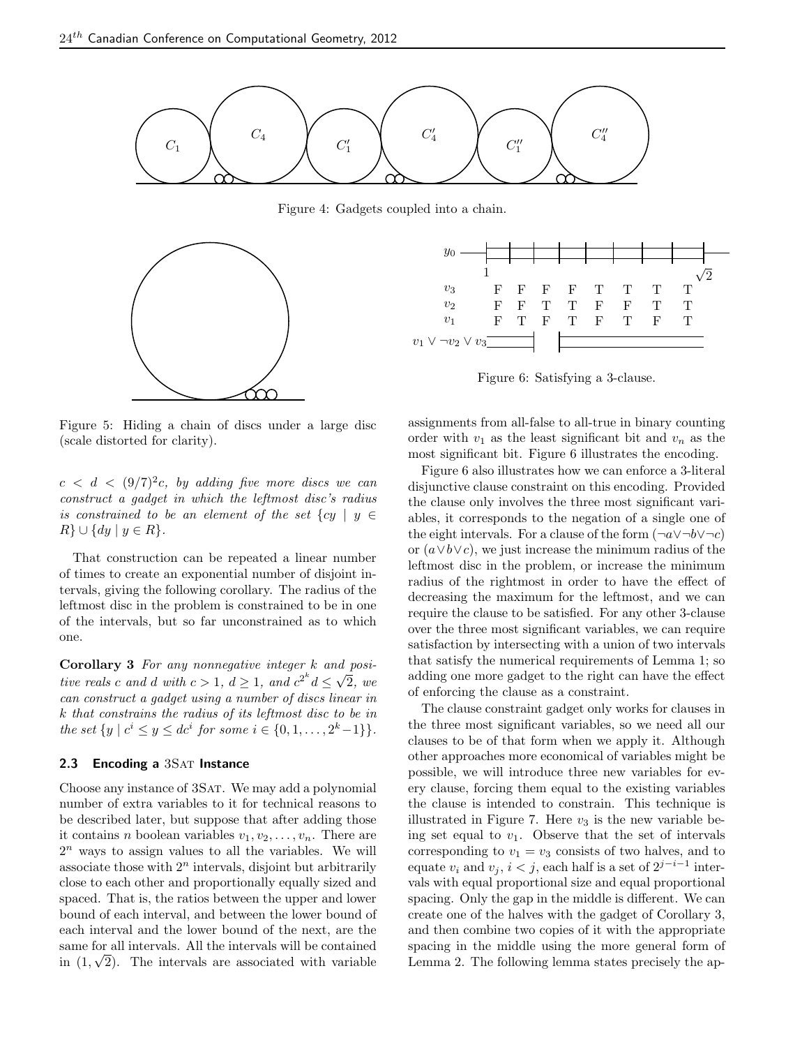Figure 4: Gadgets coupled into a chain.

Figure 5: Hiding a chain of discs under a large disc (scale distorted for clarity).

Figure 6: Satisfying a 3-clause.

$c < d < (9/7)^2 c$, *by adding five more discs we can construct a gadget in which the leftmost disc's radius is constrained to be an element of the set* $\{cy \mid y \in R\} \cup \{dy \mid y \in R\}$.

That construction can be repeated a linear number of times to create an exponential number of disjoint intervals, giving the following corollary. The radius of the leftmost disc in the problem is constrained to be in one of the intervals, but so far unconstrained as to which one.

**Corollary 3** *For any nonnegative integer* $k$ *and positive reals* $c$ *and* $d$ *with* $c > 1$, $d \geq 1$, *and* $c^{2^k} d \leq \sqrt{2}$, *we can construct a gadget using a number of discs linear in* $k$ *that constrains the radius of its leftmost disc to be in the set* $\{y \mid c^i \leq y \leq dc^i$ *for some* $i \in \{0, 1, \ldots, 2^k - 1\}\}$.

### 2.3 Encoding a 3SAT Instance

Choose any instance of 3SAT. We may add a polynomial number of extra variables to it for technical reasons to be described later, but suppose that after adding those it contains $n$ boolean variables $v_1, v_2, \ldots, v_n$. There are $2^n$ ways to assign values to all the variables. We will associate those with $2^n$ intervals, disjoint but arbitrarily close to each other and proportionally equally sized and spaced. That is, the ratios between the upper and lower bound of each interval, and between the lower bound of each interval and the lower bound of the next, are the same for all intervals. All the intervals will be contained in $(1, \sqrt{2})$. The intervals are associated with variable assignments from all-false to all-true in binary counting order with $v_1$ as the least significant bit and $v_n$ as the most significant bit. Figure 6 illustrates the encoding.

Figure 6 also illustrates how we can enforce a 3-literal disjunctive clause constraint on this encoding. Provided the clause only involves the three most significant variables, it corresponds to the negation of a single one of the eight intervals. For a clause of the form $(\neg a \vee \neg b \vee \neg c)$ or $(a \vee b \vee c)$, we just increase the minimum radius of the leftmost disc in the problem, or increase the minimum radius of the rightmost in order to have the effect of decreasing the maximum for the leftmost, and we can require the clause to be satisfied. For any other 3-clause over the three most significant variables, we can require satisfaction by intersecting with a union of two intervals that satisfy the numerical requirements of Lemma 1; so adding one more gadget to the right can have the effect of enforcing the clause as a constraint.

The clause constraint gadget only works for clauses in the three most significant variables, so we need all our clauses to be of that form when we apply it. Although other approaches more economical of variables might be possible, we will introduce three new variables for every clause, forcing them equal to the existing variables the clause is intended to constrain. This technique is illustrated in Figure 7. Here $v_3$ is the new variable being set equal to $v_1$. Observe that the set of intervals corresponding to $v_1 = v_3$ consists of two halves, and to equate $v_i$ and $v_j$, $i < j$, each half is a set of $2^{j-i-1}$ intervals with equal proportional size and equal proportional spacing. Only the gap in the middle is different. We can create one of the halves with the gadget of Corollary 3, and then combine two copies of it with the appropriate spacing in the middle using the more general form of Lemma 2. The following lemma states precisely the ap-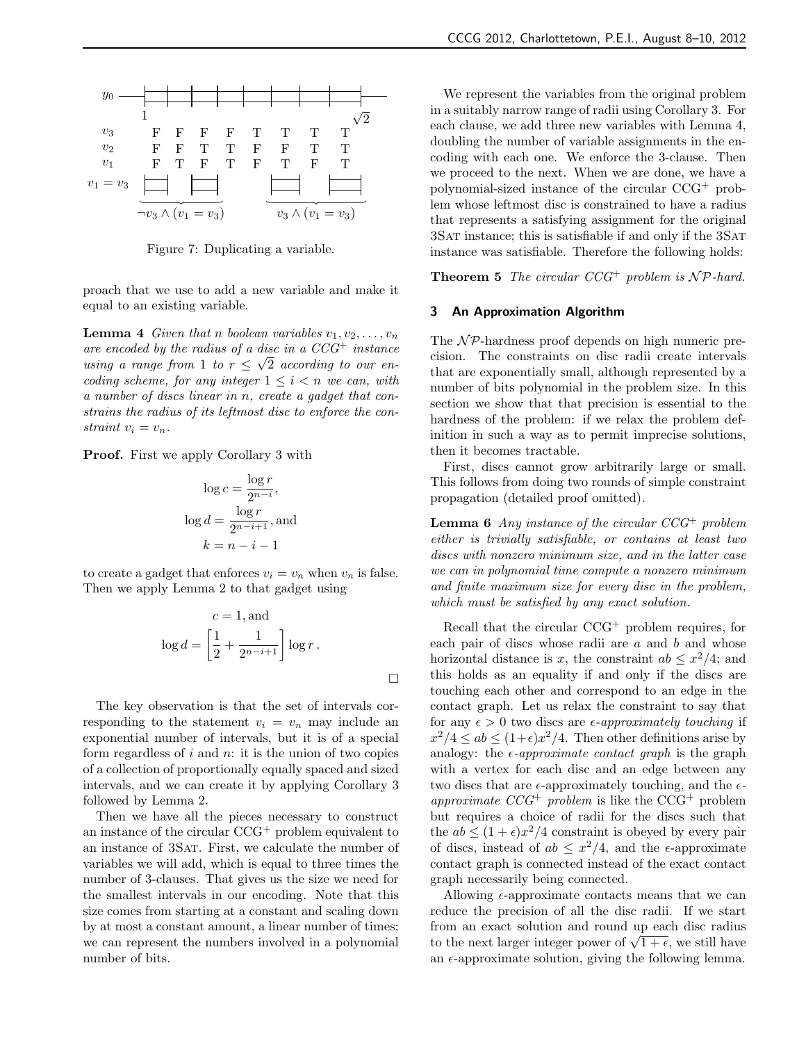Figure 7: Duplicating a variable.

proach that we use to add a new variable and make it equal to an existing variable.

**Lemma 4** *Given that n boolean variables $v_1, v_2, \ldots, v_n$ are encoded by the radius of a disc in a CCG$^+$ instance using a range from 1 to $r \le \sqrt{2}$ according to our encoding scheme, for any integer $1 \le i < n$ we can, with a number of discs linear in n, create a gadget that constrains the radius of its leftmost disc to enforce the constraint $v_i = v_n$.*

**Proof.** First we apply Corollary 3 with

$$\log c = \frac{\log r}{2^{n-i}},$$
$$\log d = \frac{\log r}{2^{n-i+1}}, \text{and}$$
$$k = n - i - 1$$

to create a gadget that enforces $v_i = v_n$ when $v_n$ is false. Then we apply Lemma 2 to that gadget using

$$c = 1, \text{and}$$
$$\log d = \left[\frac{1}{2} + \frac{1}{2^{n-i+1}}\right] \log r\,.$$

□

The key observation is that the set of intervals corresponding to the statement $v_i = v_n$ may include an exponential number of intervals, but it is of a special form regardless of $i$ and $n$: it is the union of two copies of a collection of proportionally equally spaced and sized intervals, and we can create it by applying Corollary 3 followed by Lemma 2.

Then we have all the pieces necessary to construct an instance of the circular CCG$^+$ problem equivalent to an instance of 3SAT. First, we calculate the number of variables we will add, which is equal to three times the number of 3-clauses. That gives us the size we need for the smallest intervals in our encoding. Note that this size comes from starting at a constant and scaling down by at most a constant amount, a linear number of times; we can represent the numbers involved in a polynomial number of bits.

We represent the variables from the original problem in a suitably narrow range of radii using Corollary 3. For each clause, we add three new variables with Lemma 4, doubling the number of variable assignments in the encoding with each one. We enforce the 3-clause. Then we proceed to the next. When we are done, we have a polynomial-sized instance of the circular CCG$^+$ problem whose leftmost disc is constrained to have a radius that represents a satisfying assignment for the original 3SAT instance; this is satisfiable if and only if the 3SAT instance was satisfiable. Therefore the following holds:

**Theorem 5** *The circular CCG$^+$ problem is $\mathcal{NP}$-hard.*

## 3 An Approximation Algorithm

The $\mathcal{NP}$-hardness proof depends on high numeric precision. The constraints on disc radii create intervals that are exponentially small, although represented by a number of bits polynomial in the problem size. In this section we show that that precision is essential to the hardness of the problem: if we relax the problem definition in such a way as to permit imprecise solutions, then it becomes tractable.

First, discs cannot grow arbitrarily large or small. This follows from doing two rounds of simple constraint propagation (detailed proof omitted).

**Lemma 6** *Any instance of the circular CCG$^+$ problem either is trivially satisfiable, or contains at least two discs with nonzero minimum size, and in the latter case we can in polynomial time compute a nonzero minimum and finite maximum size for every disc in the problem, which must be satisfied by any exact solution.*

Recall that the circular CCG$^+$ problem requires, for each pair of discs whose radii are $a$ and $b$ and whose horizontal distance is $x$, the constraint $ab \le x^2/4$; and this holds as an equality if and only if the discs are touching each other and correspond to an edge in the contact graph. Let us relax the constraint to say that for any $\epsilon > 0$ two discs are *$\epsilon$-approximately touching* if $x^2/4 \le ab \le (1+\epsilon)x^2/4$. Then other definitions arise by analogy: the *$\epsilon$-approximate contact graph* is the graph with a vertex for each disc and an edge between any two discs that are $\epsilon$-approximately touching, and the *$\epsilon$-approximate CCG$^+$ problem* is like the CCG$^+$ problem but requires a choice of radii for the discs such that the $ab \le (1+\epsilon)x^2/4$ constraint is obeyed by every pair of discs, instead of $ab \le x^2/4$, and the $\epsilon$-approximate contact graph is connected instead of the exact contact graph necessarily being connected.

Allowing $\epsilon$-approximate contacts means that we can reduce the precision of all the disc radii. If we start from an exact solution and round up each disc radius to the next larger integer power of $\sqrt{1+\epsilon}$, we still have an $\epsilon$-approximate solution, giving the following lemma.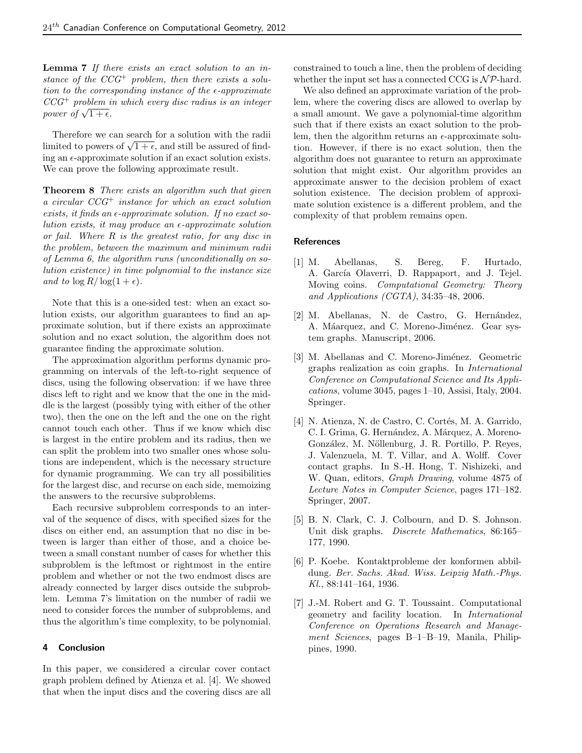**Lemma 7** *If there exists an exact solution to an instance of the $CCG^+$ problem, then there exists a solution to the corresponding instance of the $\epsilon$-approximate $CCG^+$ problem in which every disc radius is an integer power of $\sqrt{1+\epsilon}$.*

Therefore we can search for a solution with the radii limited to powers of $\sqrt{1+\epsilon}$, and still be assured of finding an $\epsilon$-approximate solution if an exact solution exists. We can prove the following approximate result.

**Theorem 8** *There exists an algorithm such that given a circular $CCG^+$ instance for which an exact solution exists, it finds an $\epsilon$-approximate solution. If no exact solution exists, it may produce an $\epsilon$-approximate solution or fail. Where $R$ is the greatest ratio, for any disc in the problem, between the maximum and minimum radii of Lemma 6, the algorithm runs (unconditionally on solution existence) in time polynomial to the instance size and to $\log R / \log(1+\epsilon)$.*

Note that this is a one-sided test: when an exact solution exists, our algorithm guarantees to find an approximate solution, but if there exists an approximate solution and no exact solution, the algorithm does not guarantee finding the approximate solution.

The approximation algorithm performs dynamic programming on intervals of the left-to-right sequence of discs, using the following observation: if we have three discs left to right and we know that the one in the middle is the largest (possibly tying with either of the other two), then the one on the left and the one on the right cannot touch each other. Thus if we know which disc is largest in the entire problem and its radius, then we can split the problem into two smaller ones whose solutions are independent, which is the necessary structure for dynamic programming. We can try all possibilities for the largest disc, and recurse on each side, memoizing the answers to the recursive subproblems.

Each recursive subproblem corresponds to an interval of the sequence of discs, with specified sizes for the discs on either end, an assumption that no disc in between is larger than either of those, and a choice between a small constant number of cases for whether this subproblem is the leftmost or rightmost in the entire problem and whether or not the two endmost discs are already connected by larger discs outside the subproblem. Lemma 7's limitation on the number of radii we need to consider forces the number of subproblems, and thus the algorithm's time complexity, to be polynomial.

## 4 Conclusion

In this paper, we considered a circular cover contact graph problem defined by Atienza et al. [4]. We showed that when the input discs and the covering discs are all constrained to touch a line, then the problem of deciding whether the input set has a connected CCG is $\mathcal{NP}$-hard.

We also defined an approximate variation of the problem, where the covering discs are allowed to overlap by a small amount. We gave a polynomial-time algorithm such that if there exists an exact solution to the problem, then the algorithm returns an $\epsilon$-approximate solution. However, if there is no exact solution, then the algorithm does not guarantee to return an approximate solution that might exist. Our algorithm provides an approximate answer to the decision problem of exact solution existence. The decision problem of approximate solution existence is a different problem, and the complexity of that problem remains open.

## References

[1] M. Abellanas, S. Bereg, F. Hurtado, A. García Olaverri, D. Rappaport, and J. Tejel. Moving coins. *Computational Geometry: Theory and Applications (CGTA)*, 34:35–48, 2006.

[2] M. Abellanas, N. de Castro, G. Hernández, A. Máarquez, and C. Moreno-Jiménez. Gear system graphs. Manuscript, 2006.

[3] M. Abellanas and C. Moreno-Jiménez. Geometric graphs realization as coin graphs. In *International Conference on Computational Science and Its Applications*, volume 3045, pages 1–10, Assisi, Italy, 2004. Springer.

[4] N. Atienza, N. de Castro, C. Cortés, M. A. Garrido, C. I. Grima, G. Hernández, A. Márquez, A. Moreno-González, M. Nöllenburg, J. R. Portillo, P. Reyes, J. Valenzuela, M. T. Villar, and A. Wolff. Cover contact graphs. In S.-H. Hong, T. Nishizeki, and W. Quan, editors, *Graph Drawing*, volume 4875 of *Lecture Notes in Computer Science*, pages 171–182. Springer, 2007.

[5] B. N. Clark, C. J. Colbourn, and D. S. Johnson. Unit disk graphs. *Discrete Mathematics*, 86:165–177, 1990.

[6] P. Koebe. Kontaktprobleme der konformen abbildung. *Ber. Sachs. Akad. Wiss. Leipzig Math.-Phys. Kl.*, 88:141–164, 1936.

[7] J.-M. Robert and G. T. Toussaint. Computational geometry and facility location. In *International Conference on Operations Research and Management Sciences*, pages B–1–B–19, Manila, Philippines, 1990.